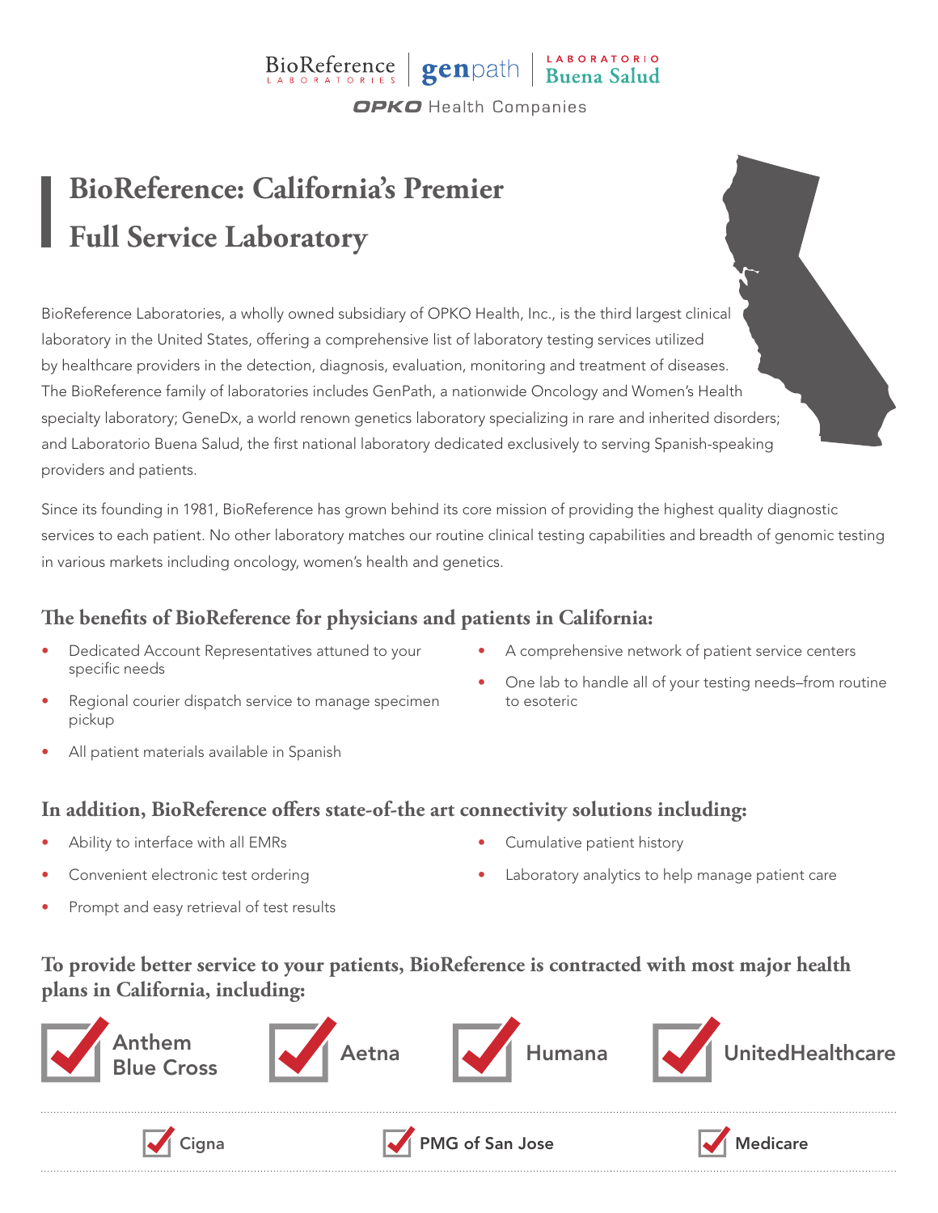BioReference LABORATORIES | genpath | LABORATORIO Buena Salud

OPKO Health Companies

# BioReference: California's Premier Full Service Laboratory

BioReference Laboratories, a wholly owned subsidiary of OPKO Health, Inc., is the third largest clinical laboratory in the United States, offering a comprehensive list of laboratory testing services utilized by healthcare providers in the detection, diagnosis, evaluation, monitoring and treatment of diseases. The BioReference family of laboratories includes GenPath, a nationwide Oncology and Women's Health specialty laboratory; GeneDx, a world renown genetics laboratory specializing in rare and inherited disorders; and Laboratorio Buena Salud, the first national laboratory dedicated exclusively to serving Spanish-speaking providers and patients.

Since its founding in 1981, BioReference has grown behind its core mission of providing the highest quality diagnostic services to each patient. No other laboratory matches our routine clinical testing capabilities and breadth of genomic testing in various markets including oncology, women's health and genetics.

## The benefits of BioReference for physicians and patients in California:

- Dedicated Account Representatives attuned to your specific needs
- Regional courier dispatch service to manage specimen pickup
- All patient materials available in Spanish
- A comprehensive network of patient service centers
- One lab to handle all of your testing needs–from routine to esoteric

## In addition, BioReference offers state-of-the art connectivity solutions including:

- Ability to interface with all EMRs
- Convenient electronic test ordering
- Prompt and easy retrieval of test results
- Cumulative patient history
- Laboratory analytics to help manage patient care

## To provide better service to your patients, BioReference is contracted with most major health plans in California, including:

- Anthem Blue Cross
- Aetna
- Humana
- UnitedHealthcare
- Cigna
- PMG of San Jose
- Medicare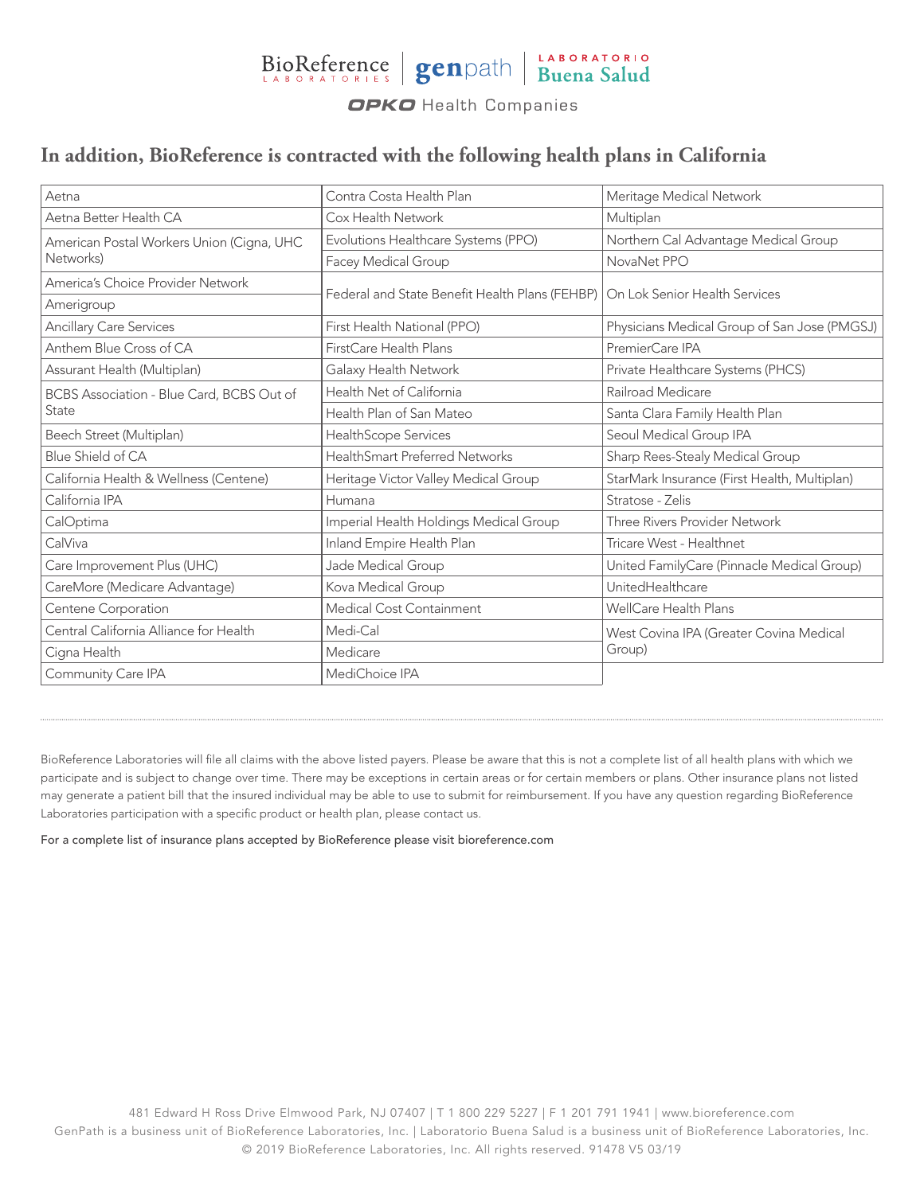BioReference LABORATORIES | genpath | LABORATORIO Buena Salud

OPKO Health Companies

## In addition, BioReference is contracted with the following health plans in California

| | | |
|---|---|---|
| Aetna | Contra Costa Health Plan | Meritage Medical Network |
| Aetna Better Health CA | Cox Health Network | Multiplan |
| American Postal Workers Union (Cigna, UHC Networks) | Evolutions Healthcare Systems (PPO) | Northern Cal Advantage Medical Group |
| | Facey Medical Group | NovaNet PPO |
| America's Choice Provider Network | Federal and State Benefit Health Plans (FEHBP) | On Lok Senior Health Services |
| Amerigroup | | |
| Ancillary Care Services | First Health National (PPO) | Physicians Medical Group of San Jose (PMGSJ) |
| Anthem Blue Cross of CA | FirstCare Health Plans | PremierCare IPA |
| Assurant Health (Multiplan) | Galaxy Health Network | Private Healthcare Systems (PHCS) |
| BCBS Association - Blue Card, BCBS Out of State | Health Net of California | Railroad Medicare |
| | Health Plan of San Mateo | Santa Clara Family Health Plan |
| Beech Street (Multiplan) | HealthScope Services | Seoul Medical Group IPA |
| Blue Shield of CA | HealthSmart Preferred Networks | Sharp Rees-Stealy Medical Group |
| California Health & Wellness (Centene) | Heritage Victor Valley Medical Group | StarMark Insurance (First Health, Multiplan) |
| California IPA | Humana | Stratose - Zelis |
| CalOptima | Imperial Health Holdings Medical Group | Three Rivers Provider Network |
| CalViva | Inland Empire Health Plan | Tricare West - Healthnet |
| Care Improvement Plus (UHC) | Jade Medical Group | United FamilyCare (Pinnacle Medical Group) |
| CareMore (Medicare Advantage) | Kova Medical Group | UnitedHealthcare |
| Centene Corporation | Medical Cost Containment | WellCare Health Plans |
| Central California Alliance for Health | Medi-Cal | West Covina IPA (Greater Covina Medical Group) |
| Cigna Health | Medicare | |
| Community Care IPA | MediChoice IPA | |

BioReference Laboratories will file all claims with the above listed payers. Please be aware that this is not a complete list of all health plans with which we participate and is subject to change over time. There may be exceptions in certain areas or for certain members or plans. Other insurance plans not listed may generate a patient bill that the insured individual may be able to use to submit for reimbursement. If you have any question regarding BioReference Laboratories participation with a specific product or health plan, please contact us.

For a complete list of insurance plans accepted by BioReference please visit bioreference.com

481 Edward H Ross Drive Elmwood Park, NJ 07407 | T 1 800 229 5227 | F 1 201 791 1941 | www.bioreference.com
GenPath is a business unit of BioReference Laboratories, Inc. | Laboratorio Buena Salud is a business unit of BioReference Laboratories, Inc.
© 2019 BioReference Laboratories, Inc. All rights reserved. 91478 V5 03/19